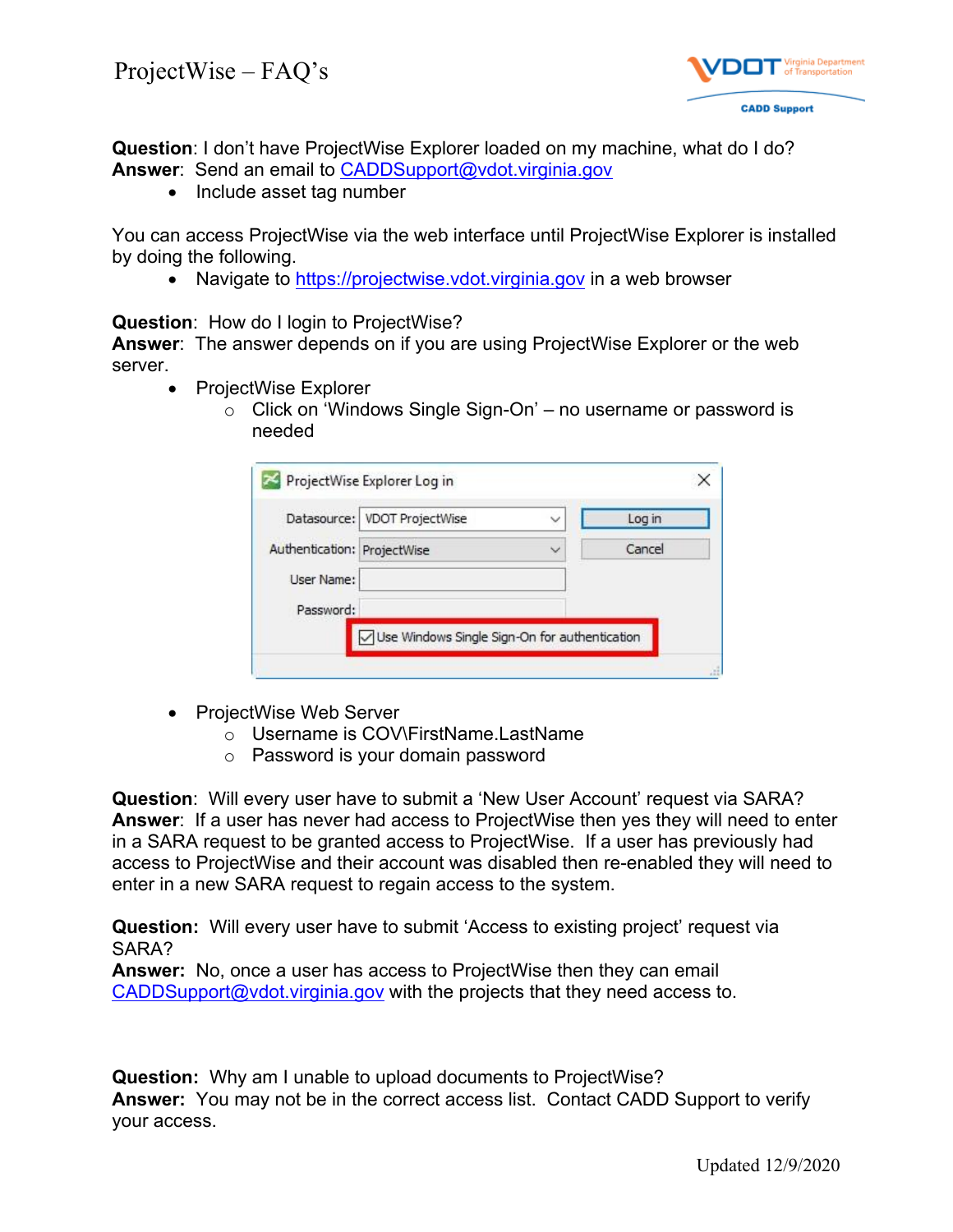# ProjectWise – FAQ's

**Question**: I don't have ProjectWise Explorer loaded on my machine, what do I do?
**Answer**: Send an email to CADDSupport@vdot.virginia.gov

- Include asset tag number

You can access ProjectWise via the web interface until ProjectWise Explorer is installed by doing the following.

- Navigate to https://projectwise.vdot.virginia.gov in a web browser

**Question**: How do I login to ProjectWise?
**Answer**: The answer depends on if you are using ProjectWise Explorer or the web server.

- ProjectWise Explorer
  - Click on 'Windows Single Sign-On' – no username or password is needed

- ProjectWise Web Server
  - Username is COV\FirstName.LastName
  - Password is your domain password

**Question**: Will every user have to submit a 'New User Account' request via SARA?
**Answer**: If a user has never had access to ProjectWise then yes they will need to enter in a SARA request to be granted access to ProjectWise. If a user has previously had access to ProjectWise and their account was disabled then re-enabled they will need to enter in a new SARA request to regain access to the system.

**Question:** Will every user have to submit 'Access to existing project' request via SARA?
**Answer:** No, once a user has access to ProjectWise then they can email CADDSupport@vdot.virginia.gov with the projects that they need access to.

**Question:** Why am I unable to upload documents to ProjectWise?
**Answer:** You may not be in the correct access list. Contact CADD Support to verify your access.

Updated 12/9/2020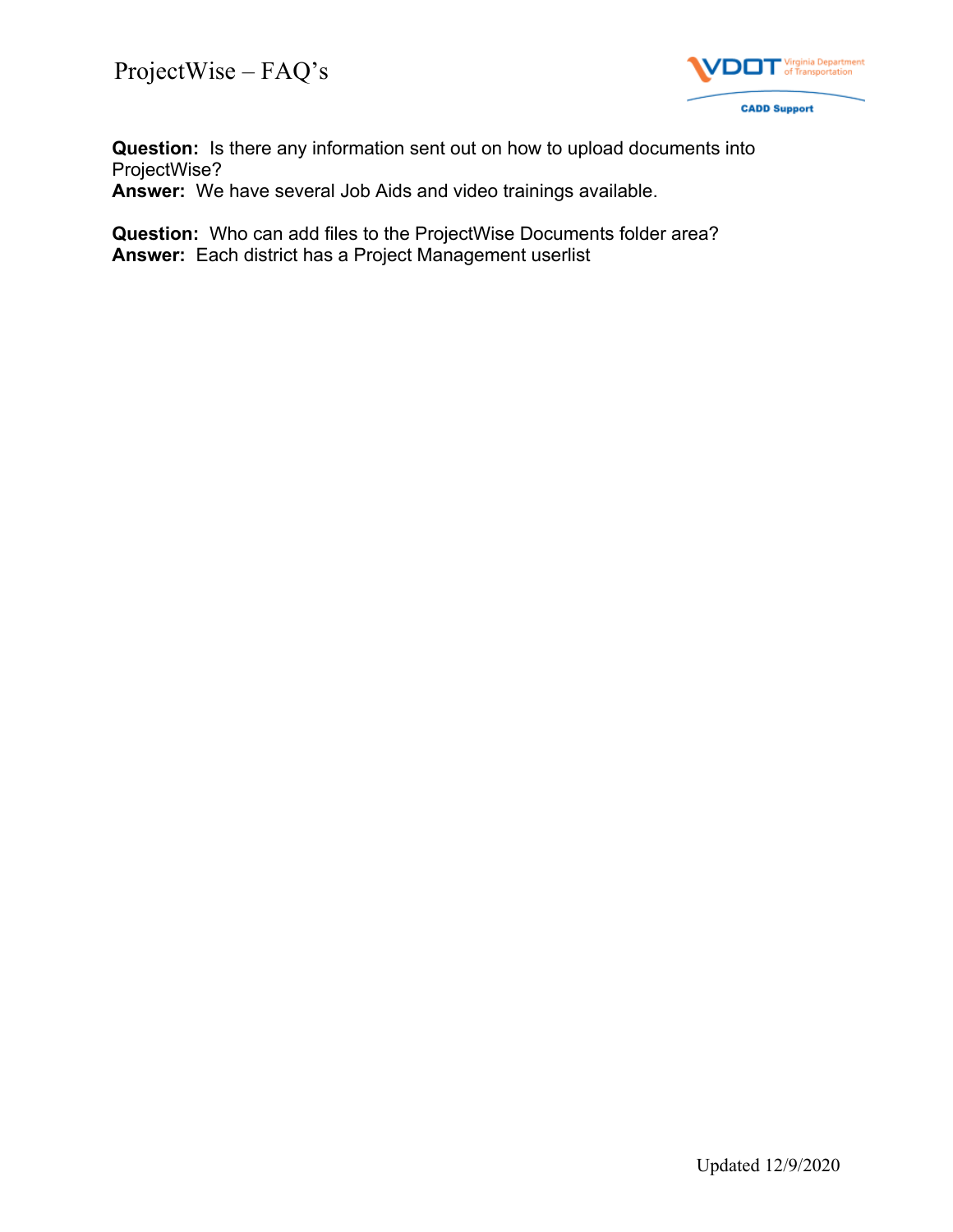**Question:** Is there any information sent out on how to upload documents into ProjectWise?
**Answer:** We have several Job Aids and video trainings available.

**Question:** Who can add files to the ProjectWise Documents folder area?
**Answer:** Each district has a Project Management userlist